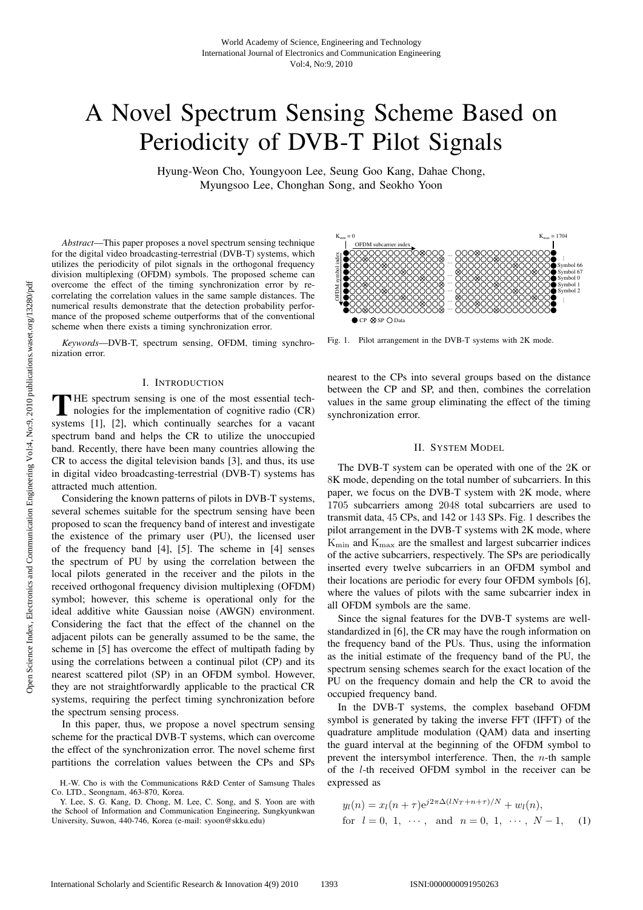# A Novel Spectrum Sensing Scheme Based on Periodicity of DVB-T Pilot Signals

Hyung-Weon Cho, Youngyoon Lee, Seung Goo Kang, Dahae Chong, Myungsoo Lee, Chonghan Song, and Seokho Yoon

*Abstract*—This paper proposes a novel spectrum sensing technique for the digital video broadcasting-terrestrial (DVB-T) systems, which utilizes the periodicity of pilot signals in the orthogonal frequency division multiplexing (OFDM) symbols. The proposed scheme can overcome the effect of the timing synchronization error by re-correlating the correlation values in the same sample distances. The numerical results demonstrate that the detection probability performance of the proposed scheme outperforms that of the conventional scheme when there exists a timing synchronization error.

*Keywords*—DVB-T, spectrum sensing, OFDM, timing synchronization error.

## I. Introduction

The spectrum sensing is one of the most essential technologies for the implementation of cognitive radio (CR) systems [1], [2], which continually searches for a vacant spectrum band and helps the CR to utilize the unoccupied band. Recently, there have been many countries allowing the CR to access the digital television bands [3], and thus, its use in digital video broadcasting-terrestrial (DVB-T) systems has attracted much attention.

Considering the known patterns of pilots in DVB-T systems, several schemes suitable for the spectrum sensing have been proposed to scan the frequency band of interest and investigate the existence of the primary user (PU), the licensed user of the frequency band [4], [5]. The scheme in [4] senses the spectrum of PU by using the correlation between the local pilots generated in the receiver and the pilots in the received orthogonal frequency division multiplexing (OFDM) symbol; however, this scheme is operational only for the ideal additive white Gaussian noise (AWGN) environment. Considering the fact that the effect of the channel on the adjacent pilots can be generally assumed to be the same, the scheme in [5] has overcome the effect of multipath fading by using the correlations between a continual pilot (CP) and its nearest scattered pilot (SP) in an OFDM symbol. However, they are not straightforwardly applicable to the practical CR systems, requiring the perfect timing synchronization before the spectrum sensing process.

In this paper, thus, we propose a novel spectrum sensing scheme for the practical DVB-T systems, which can overcome the effect of the synchronization error. The novel scheme first partitions the correlation values between the CPs and SPs nearest to the CPs into several groups based on the distance between the CP and SP, and then, combines the correlation values in the same group eliminating the effect of the timing synchronization error.

Fig. 1. Pilot arrangement in the DVB-T systems with 2K mode.

## II. System Model

The DVB-T system can be operated with one of the 2K or 8K mode, depending on the total number of subcarriers. In this paper, we focus on the DVB-T system with 2K mode, where 1705 subcarriers among 2048 total subcarriers are used to transmit data, 45 CPs, and 142 or 143 SPs. Fig. 1 describes the pilot arrangement in the DVB-T systems with 2K mode, where $\mathrm{K_{min}}$ and $\mathrm{K_{max}}$ are the smallest and largest subcarrier indices of the active subcarriers, respectively. The SPs are periodically inserted every twelve subcarriers in an OFDM symbol and their locations are periodic for every four OFDM symbols [6], where the values of pilots with the same subcarrier index in all OFDM symbols are the same.

Since the signal features for the DVB-T systems are well-standardized in [6], the CR may have the rough information on the frequency band of the PUs. Thus, using the information as the initial estimate of the frequency band of the PU, the spectrum sensing schemes search for the exact location of the PU on the frequency domain and help the CR to avoid the occupied frequency band.

In the DVB-T systems, the complex baseband OFDM symbol is generated by taking the inverse FFT (IFFT) of the quadrature amplitude modulation (QAM) data and inserting the guard interval at the beginning of the OFDM symbol to prevent the intersymbol interference. Then, the $n$-th sample of the $l$-th received OFDM symbol in the receiver can be expressed as

$$y_l(n) = x_l(n+\tau)e^{j2\pi\Delta(lN_T+n+\tau)/N} + w_l(n),$$
$$\text{for} \quad l = 0,\ 1,\ \cdots, \quad \text{and} \quad n = 0,\ 1,\ \cdots,\ N-1, \qquad (1)$$

H.-W. Cho is with the Communications R&D Center of Samsung Thales Co. LTD., Seongnam, 463-870, Korea.

Y. Lee, S. G. Kang, D. Chong, M. Lee, C. Song, and S. Yoon are with the School of Information and Communication Engineering, Sungkyunkwan University, Suwon, 440-746, Korea (e-mail: syoon@skku.edu)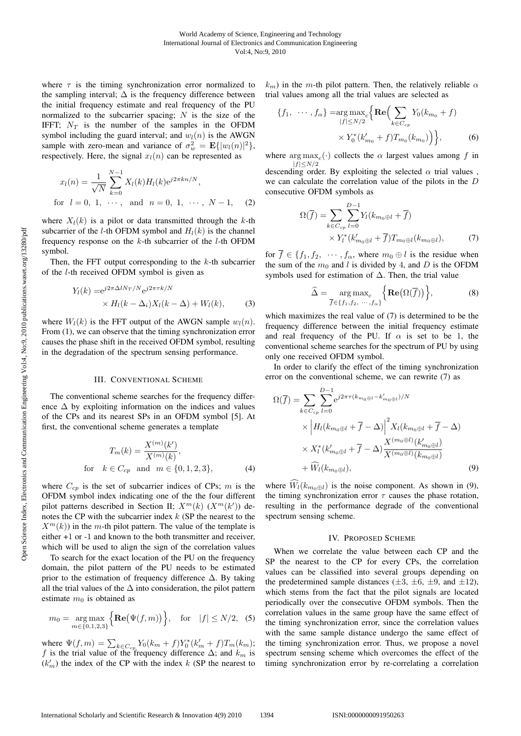where $\tau$ is the timing synchronization error normalized to the sampling interval; $\Delta$ is the frequency difference between the initial frequency estimate and real frequency of the PU normalized to the subcarrier spacing; $N$ is the size of the IFFT; $N_T$ is the number of the samples in the OFDM symbol including the guard interval; and $w_l(n)$ is the AWGN sample with zero-mean and variance of $\sigma_w^2 = \mathbf{E}\{|w_l(n)|^2\}$, respectively. Here, the signal $x_l(n)$ can be represented as

$$x_l(n) = \frac{1}{\sqrt{N}} \sum_{k=0}^{N-1} X_l(k) H_l(k) e^{j2\pi kn/N},$$
$$\text{for} \quad l = 0,\ 1,\ \cdots, \quad \text{and} \quad n = 0,\ 1,\ \cdots,\ N-1, \qquad (2)$$

where $X_l(k)$ is a pilot or data transmitted through the $k$-th subcarrier of the $l$-th OFDM symbol and $H_l(k)$ is the channel frequency response on the $k$-th subcarrier of the $l$-th OFDM symbol.

Then, the FFT output corresponding to the $k$-th subcarrier of the $l$-th received OFDM symbol is given as

$$\begin{aligned} Y_l(k) =& e^{j2\pi\Delta l N_T/N} e^{j2\pi\tau k/N} \\ &\times H_l(k - \Delta_i) X_l(k - \Delta) + W_l(k), \end{aligned} \qquad (3)$$

where $W_l(k)$ is the FFT output of the AWGN sample $w_l(n)$. From (1), we can observe that the timing synchronization error causes the phase shift in the received OFDM symbol, resulting in the degradation of the spectrum sensing performance.

## III. Conventional Scheme

The conventional scheme searches for the frequency difference $\Delta$ by exploiting information on the indices and values of the CPs and its nearest SPs in an OFDM symbol [5]. At first, the conventional scheme generates a template

$$T_m(k) = \frac{X^{(m)}(k')}{X^{(m)}(k)},$$
$$\text{for} \quad k \in C_{cp} \quad \text{and} \quad m \in \{0, 1, 2, 3\}, \qquad (4)$$

where $C_{cp}$ is the set of subcarrier indices of CPs; $m$ is the OFDM symbol index indicating one of the the four different pilot patterns described in Section II; $X^m(k)$ ($X^m(k')$) denotes the CP with the subcarrier index $k$ (SP the nearest to the $X^m(k)$) in the $m$-th pilot pattern. The value of the template is either +1 or -1 and known to the both transmitter and receiver, which will be used to align the sign of the correlation values

To search for the exact location of the PU on the frequency domain, the pilot pattern of the PU needs to be estimated prior to the estimation of frequency difference $\Delta$. By taking all the trial values of the $\Delta$ into consideration, the pilot pattern estimate $m_0$ is obtained as

$$m_0 = \underset{m \in \{0,1,2,3\}}{\arg\max} \Big\{ \mathbf{Re}\big(\Psi(f, m)\big) \Big\}, \quad \text{for} \quad |f| \leq N/2, \quad (5)$$

where $\Psi(f, m) = \sum_{k \in C_{cp}} Y_0(k_m + f) Y_0^*(k'_m + f) T_m(k_m)$; $f$ is the trial value of the frequency difference $\Delta$; and $k_m$ is ($k'_m$) the index of the CP with the index $k$ (SP the nearest to $k_m$) in the $m$-th pilot pattern. Then, the relatively reliable $\alpha$ trial values among all the trial values are selected as

$$\begin{aligned} \{f_1,\ \cdots, f_\alpha\} =& \underset{|f| \leq N/2}{\arg\max_c} \Big\{ \mathbf{Re}\Big( \sum_{k \in C_{cp}} Y_0(k_{m_0} + f) \\ & \times Y_0^*(k'_{m_0} + f) T_{m_0}(k_{m_0}) \Big) \Big\}, \end{aligned} \qquad (6)$$

where $\underset{|f| \leq N/2}{\arg\max_c}(\cdot)$ collects the $\alpha$ largest values among $f$ in descending order. By exploiting the selected $\alpha$ trial values , we can calculate the correlation value of the pilots in the $D$ consecutive OFDM symbols as

$$\begin{aligned} \Omega(\overline{f}) = \sum_{k \in C_{cp}} \sum_{l=0}^{D-1} & Y_l(k_{m_0 \oplus l} + \overline{f}) \\ & \times Y_l^*(k'_{m_0 \oplus l} + \overline{f}) T_{m_0 \oplus l}(k_{m_0 \oplus l}), \end{aligned} \qquad (7)$$

for $\overline{f} \in \{f_1, f_2,\ \cdots, f_\alpha\}$, where $m_0 \oplus l$ is the residue when the sum of the $m_0$ and $l$ is divided by 4, and $D$ is the OFDM symbols used for estimation of $\Delta$. Then, the trial value

$$\widehat{\Delta} = \underset{\overline{f} \in \{f_1, f_2,\ \cdots, f_\alpha\}}{\arg\max_c} \Big\{ \mathbf{Re}\big(\Omega(\overline{f})\big) \Big\}, \qquad (8)$$

which maximizes the real value of (7) is determined to be the frequency difference between the initial frequency estimate and real frequency of the PU. If $\alpha$ is set to be 1, the conventional scheme searches for the spectrum of PU by using only one received OFDM symbol.

In order to clarify the effect of the timing synchronization error on the conventional scheme, we can rewrite (7) as

$$\begin{aligned} \Omega(\overline{f}) = \sum_{k \in C_{cp}} \sum_{l=0}^{D-1} & e^{j2\pi\tau(k_{m_0 \oplus l} - k'_{m_0 \oplus l})/N} \\ & \times \Big| H_l(k_{m_0 \oplus l} + \overline{f} - \Delta) \Big|^2 X_l(k_{m_0 \oplus l} + \overline{f} - \Delta) \\ & \times X_l^*(k'_{m_0 \oplus l} + \overline{f} - \Delta) \frac{X^{(m_0 \oplus l)}(k'_{m_0 \oplus l})}{X^{(m_0 \oplus l)}(k_{m_0 \oplus l})} \\ & + \widehat{W}_l(k_{m_0 \oplus l}), \end{aligned} \qquad (9)$$

where $\widehat{W}_l(k_{m_0 \oplus l})$ is the noise component. As shown in (9), the timing synchronization error $\tau$ causes the phase rotation, resulting in the performance degrade of the conventional spectrum sensing scheme.

## IV. Proposed Scheme

When we correlate the value between each CP and the SP the nearest to the CP for every CPs, the correlation values can be classified into several groups depending on the predetermined sample distances ($\pm 3$, $\pm 6$, $\pm 9$, and $\pm 12$), which stems from the fact that the pilot signals are located periodically over the consecutive OFDM symbols. Then the correlation values in the same group have the same effect of the timing synchronization error, since the correlation values with the same sample distance undergo the same effect of the timing synchronization error. Thus, we propose a novel spectrum sensing scheme which overcomes the effect of the timing synchronization error by re-correlating a correlation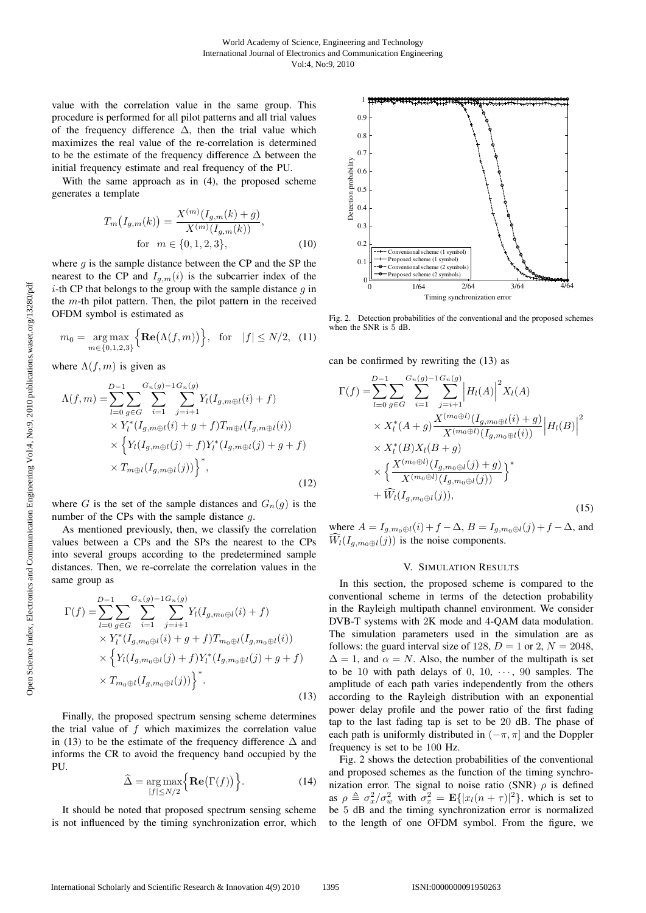value with the correlation value in the same group. This procedure is performed for all pilot patterns and all trial values of the frequency difference $\Delta$, then the trial value which maximizes the real value of the re-correlation is determined to be the estimate of the frequency difference $\Delta$ between the initial frequency estimate and real frequency of the PU.

With the same approach as in (4), the proposed scheme generates a template

$$T_m\big(I_{g,m}(k)\big) = \frac{X^{(m)}(I_{g,m}(k)+g)}{X^{(m)}(I_{g,m}(k))}, \quad \text{for} \quad m \in \{0,1,2,3\}, \tag{10}$$

where $g$ is the sample distance between the CP and the SP the nearest to the CP and $I_{g,m}(i)$ is the subcarrier index of the $i$-th CP that belongs to the group with the sample distance $g$ in the $m$-th pilot pattern. Then, the pilot pattern in the received OFDM symbol is estimated as

$$m_0 = \underset{m\in\{0,1,2,3\}}{\arg\max}\Big\{\mathbf{Re}\big(\Lambda(f,m)\big)\Big\}, \quad \text{for} \quad |f| \le N/2, \tag{11}$$

where $\Lambda(f,m)$ is given as

$$\begin{aligned}\Lambda(f,m) =& \sum_{l=0}^{D-1}\sum_{g\in G}\sum_{i=1}^{G_n(g)-1}\sum_{j=i+1}^{G_n(g)} Y_l(I_{g,m\oplus l}(i)+f) \\ &\times Y_l^*(I_{g,m\oplus l}(i)+g+f)T_{m\oplus l}(I_{g,m\oplus l}(i)) \\ &\times \Big\{Y_l(I_{g,m\oplus l}(j)+f)Y_l^*(I_{g,m\oplus l}(j)+g+f) \\ &\times T_{m\oplus l}(I_{g,m\oplus l}(j))\Big\}^*,\end{aligned} \tag{12}$$

where $G$ is the set of the sample distances and $G_n(g)$ is the number of the CPs with the sample distance $g$.

As mentioned previously, then, we classify the correlation values between a CPs and the SPs the nearest to the CPs into several groups according to the predetermined sample distances. Then, we re-correlate the correlation values in the same group as

$$\begin{aligned}\Gamma(f) =& \sum_{l=0}^{D-1}\sum_{g\in G}\sum_{i=1}^{G_n(g)-1}\sum_{j=i+1}^{G_n(g)} Y_l(I_{g,m_0\oplus l}(i)+f) \\ &\times Y_l^*(I_{g,m_0\oplus l}(i)+g+f)T_{m_0\oplus l}(I_{g,m_0\oplus l}(i)) \\ &\times \Big\{Y_l(I_{g,m_0\oplus l}(j)+f)Y_l^*(I_{g,m_0\oplus l}(j)+g+f) \\ &\times T_{m_0\oplus l}(I_{g,m_0\oplus l}(j))\Big\}^*.\end{aligned} \tag{13}$$

Finally, the proposed spectrum sensing scheme determines the trial value of $f$ which maximizes the correlation value in (13) to be the estimate of the frequency difference $\Delta$ and informs the CR to avoid the frequency band occupied by the PU.

$$\widehat{\Delta} = \underset{|f|\le N/2}{\arg\max}\Big\{\mathbf{Re}\big(\Gamma(f)\big)\Big\}. \tag{14}$$

It should be noted that proposed spectrum sensing scheme is not influenced by the timing synchronization error, which can be confirmed by rewriting the (13) as

$$\begin{aligned}\Gamma(f) =& \sum_{l=0}^{D-1}\sum_{g\in G}\sum_{i=1}^{G_n(g)-1}\sum_{j=i+1}^{G_n(g)} \Big|H_l(A)\Big|^2 X_l(A) \\ &\times X_l^*(A+g)\frac{X^{(m_0\oplus l)}(I_{g,m_0\oplus l}(i)+g)}{X^{(m_0\oplus l)}(I_{g,m_0\oplus l}(i))}\Big|H_l(B)\Big|^2 \\ &\times X_l^*(B)X_l(B+g) \\ &\times \Big\{\frac{X^{(m_0\oplus l)}(I_{g,m_0\oplus l}(j)+g)}{X^{(m_0\oplus l)}(I_{g,m_0\oplus l}(j))}\Big\}^* \\ &+ \widehat{W}_l(I_{g,m_0\oplus l}(j)),\end{aligned} \tag{15}$$

where $A = I_{g,m_0\oplus l}(i)+f-\Delta$, $B = I_{g,m_0\oplus l}(j)+f-\Delta$, and $\widehat{W}_l(I_{g,m_0\oplus l}(j))$ is the noise components.

## V. Simulation Results

In this section, the proposed scheme is compared to the conventional scheme in terms of the detection probability in the Rayleigh multipath channel environment. We consider DVB-T systems with 2K mode and 4-QAM data modulation. The simulation parameters used in the simulation are as follows: the guard interval size of 128, $D = 1$ or 2, $N = 2048$, $\Delta = 1$, and $\alpha = N$. Also, the number of the multipath is set to be 10 with path delays of 0, 10, $\cdots$, 90 samples. The amplitude of each path varies independently from the others according to the Rayleigh distribution with an exponential power delay profile and the power ratio of the first fading tap to the last fading tap is set to be 20 dB. The phase of each path is uniformly distributed in $(-\pi, \pi]$ and the Doppler frequency is set to be 100 Hz.

Fig. 2. Detection probabilities of the conventional and the proposed schemes when the SNR is 5 dB.

Fig. 2 shows the detection probabilities of the conventional and proposed schemes as the function of the timing synchronization error. The signal to noise ratio (SNR) $\rho$ is defined as $\rho \triangleq \sigma_x^2/\sigma_w^2$ with $\sigma_x^2 = \mathbf{E}\{|x_l(n+\tau)|^2\}$, which is set to be 5 dB and the timing synchronization error is normalized to the length of one OFDM symbol. From the figure, we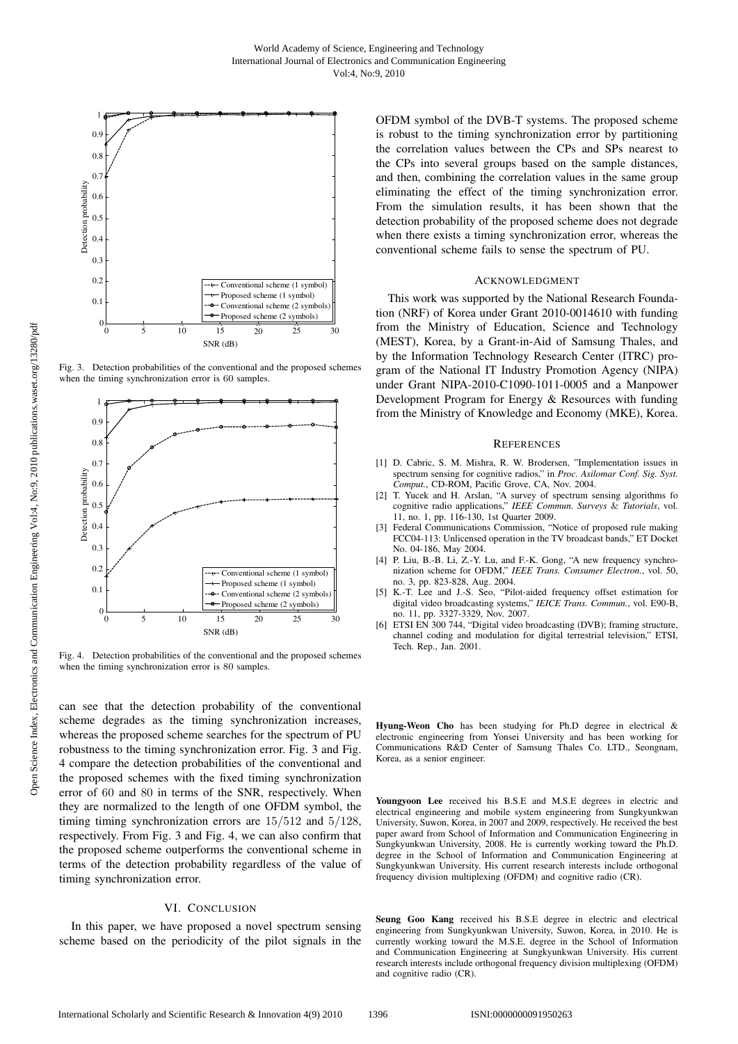Fig. 3. Detection probabilities of the conventional and the proposed schemes when the timing synchronization error is 60 samples.

Fig. 4. Detection probabilities of the conventional and the proposed schemes when the timing synchronization error is 80 samples.

can see that the detection probability of the conventional scheme degrades as the timing synchronization increases, whereas the proposed scheme searches for the spectrum of PU robustness to the timing synchronization error. Fig. 3 and Fig. 4 compare the detection probabilities of the conventional and the proposed schemes with the fixed timing synchronization error of 60 and 80 in terms of the SNR, respectively. When they are normalized to the length of one OFDM symbol, the timing timing synchronization errors are $15/512$ and $5/128$, respectively. From Fig. 3 and Fig. 4, we can also confirm that the proposed scheme outperforms the conventional scheme in terms of the detection probability regardless of the value of timing synchronization error.

## VI. Conclusion

In this paper, we have proposed a novel spectrum sensing scheme based on the periodicity of the pilot signals in the OFDM symbol of the DVB-T systems. The proposed scheme is robust to the timing synchronization error by partitioning the correlation values between the CPs and SPs nearest to the CPs into several groups based on the sample distances, and then, combining the correlation values in the same group eliminating the effect of the timing synchronization error. From the simulation results, it has been shown that the detection probability of the proposed scheme does not degrade when there exists a timing synchronization error, whereas the conventional scheme fails to sense the spectrum of PU.

## Acknowledgment

This work was supported by the National Research Foundation (NRF) of Korea under Grant 2010-0014610 with funding from the Ministry of Education, Science and Technology (MEST), Korea, by a Grant-in-Aid of Samsung Thales, and by the Information Technology Research Center (ITRC) program of the National IT Industry Promotion Agency (NIPA) under Grant NIPA-2010-C1090-1011-0005 and a Manpower Development Program for Energy & Resources with funding from the Ministry of Knowledge and Economy (MKE), Korea.

## References

[1] D. Cabric, S. M. Mishra, R. W. Brodersen, "Implementation issues in spectrum sensing for cognitive radios," in *Proc. Asilomar Conf. Sig. Syst. Comput.*, CD-ROM, Pacific Grove, CA, Nov. 2004.

[2] T. Yucek and H. Arslan, "A survey of spectrum sensing algorithms fo cognitive radio applications," *IEEE Commun. Surveys & Tutorials*, vol. 11, no. 1, pp. 116-130, 1st Quarter 2009.

[3] Federal Communications Commission, "Notice of proposed rule making FCC04-113: Unlicensed operation in the TV broadcast bands," ET Docket No. 04-186, May 2004.

[4] P. Liu, B.-B. Li, Z.-Y. Lu, and F.-K. Gong, "A new frequency synchronization scheme for OFDM," *IEEE Trans. Consumer Electron.*, vol. 50, no. 3, pp. 823-828, Aug. 2004.

[5] K.-T. Lee and J.-S. Seo, "Pilot-aided frequency offset estimation for digital video broadcasting systems," *IEICE Trans. Commun.*, vol. E90-B, no. 11, pp. 3327-3329, Nov. 2007.

[6] ETSI EN 300 744, "Digital video broadcasting (DVB); framing structure, channel coding and modulation for digital terrestrial television," ETSI, Tech. Rep., Jan. 2001.

**Hyung-Weon Cho** has been studying for Ph.D degree in electrical & electronic engineering from Yonsei University and has been working for Communications R&D Center of Samsung Thales Co. LTD., Seongnam, Korea, as a senior engineer.

**Youngyoon Lee** received his B.S.E and M.S.E degrees in electric and electrical engineering and mobile system engineering from Sungkyunkwan University, Suwon, Korea, in 2007 and 2009, respectively. He received the best paper award from School of Information and Communication Engineering in Sungkyunkwan University, 2008. He is currently working toward the Ph.D. degree in the School of Information and Communication Engineering at Sungkyunkwan University. His current research interests include orthogonal frequency division multiplexing (OFDM) and cognitive radio (CR).

**Seung Goo Kang** received his B.S.E degree in electric and electrical engineering from Sungkyunkwan University, Suwon, Korea, in 2010. He is currently working toward the M.S.E. degree in the School of Information and Communication Engineering at Sungkyunkwan University. His current research interests include orthogonal frequency division multiplexing (OFDM) and cognitive radio (CR).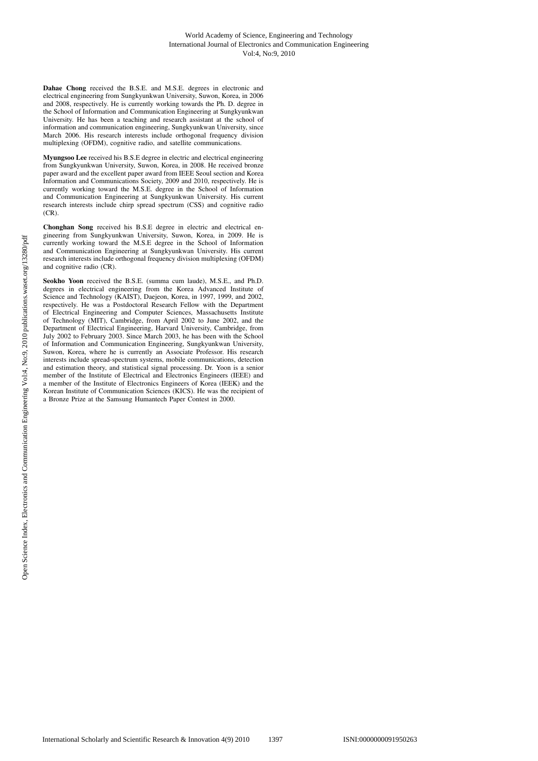**Dahae Chong** received the B.S.E. and M.S.E. degrees in electronic and electrical engineering from Sungkyunkwan University, Suwon, Korea, in 2006 and 2008, respectively. He is currently working towards the Ph. D. degree in the School of Information and Communication Engineering at Sungkyunkwan University. He has been a teaching and research assistant at the school of information and communication engineering, Sungkyunkwan University, since March 2006. His research interests include orthogonal frequency division multiplexing (OFDM), cognitive radio, and satellite communications.

**Myungsoo Lee** received his B.S.E degree in electric and electrical engineering from Sungkyunkwan University, Suwon, Korea, in 2008. He received bronze paper award and the excellent paper award from IEEE Seoul section and Korea Information and Communications Society, 2009 and 2010, respectively. He is currently working toward the M.S.E. degree in the School of Information and Communication Engineering at Sungkyunkwan University. His current research interests include chirp spread spectrum (CSS) and cognitive radio (CR).

**Chonghan Song** received his B.S.E degree in electric and electrical engineering from Sungkyunkwan University, Suwon, Korea, in 2009. He is currently working toward the M.S.E degree in the School of Information and Communication Engineering at Sungkyunkwan University. His current research interests include orthogonal frequency division multiplexing (OFDM) and cognitive radio (CR).

**Seokho Yoon** received the B.S.E. (summa cum laude), M.S.E., and Ph.D. degrees in electrical engineering from the Korea Advanced Institute of Science and Technology (KAIST), Daejeon, Korea, in 1997, 1999, and 2002, respectively. He was a Postdoctoral Research Fellow with the Department of Electrical Engineering and Computer Sciences, Massachusetts Institute of Technology (MIT), Cambridge, from April 2002 to June 2002, and the Department of Electrical Engineering, Harvard University, Cambridge, from July 2002 to February 2003. Since March 2003, he has been with the School of Information and Communication Engineering, Sungkyunkwan University, Suwon, Korea, where he is currently an Associate Professor. His research interests include spread-spectrum systems, mobile communications, detection and estimation theory, and statistical signal processing. Dr. Yoon is a senior member of the Institute of Electrical and Electronics Engineers (IEEE) and a member of the Institute of Electronics Engineers of Korea (IEEK) and the Korean Institute of Communication Sciences (KICS). He was the recipient of a Bronze Prize at the Samsung Humantech Paper Contest in 2000.